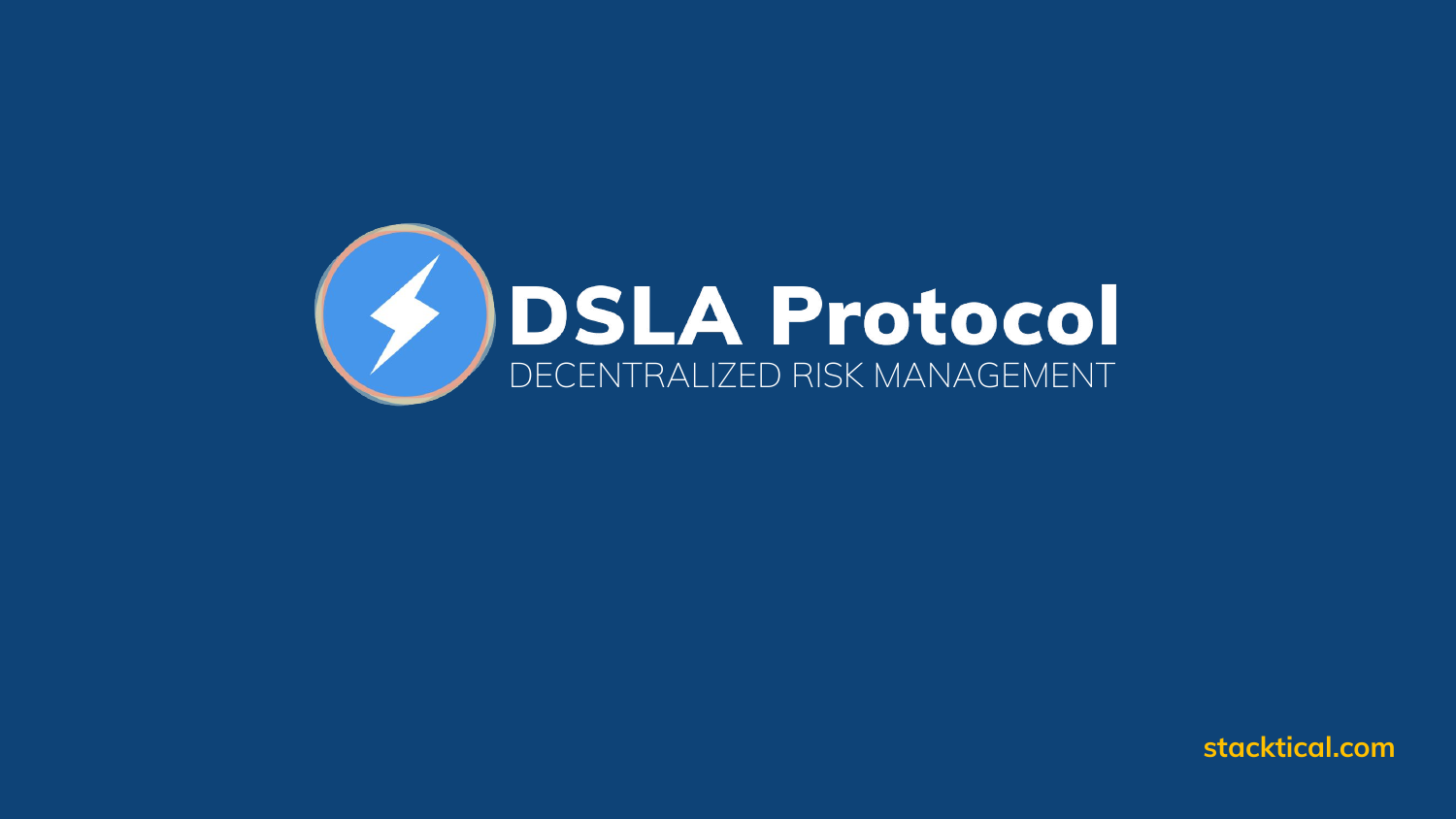# DSLA Protocol

DECENTRALIZED RISK MANAGEMENT

stacktical.com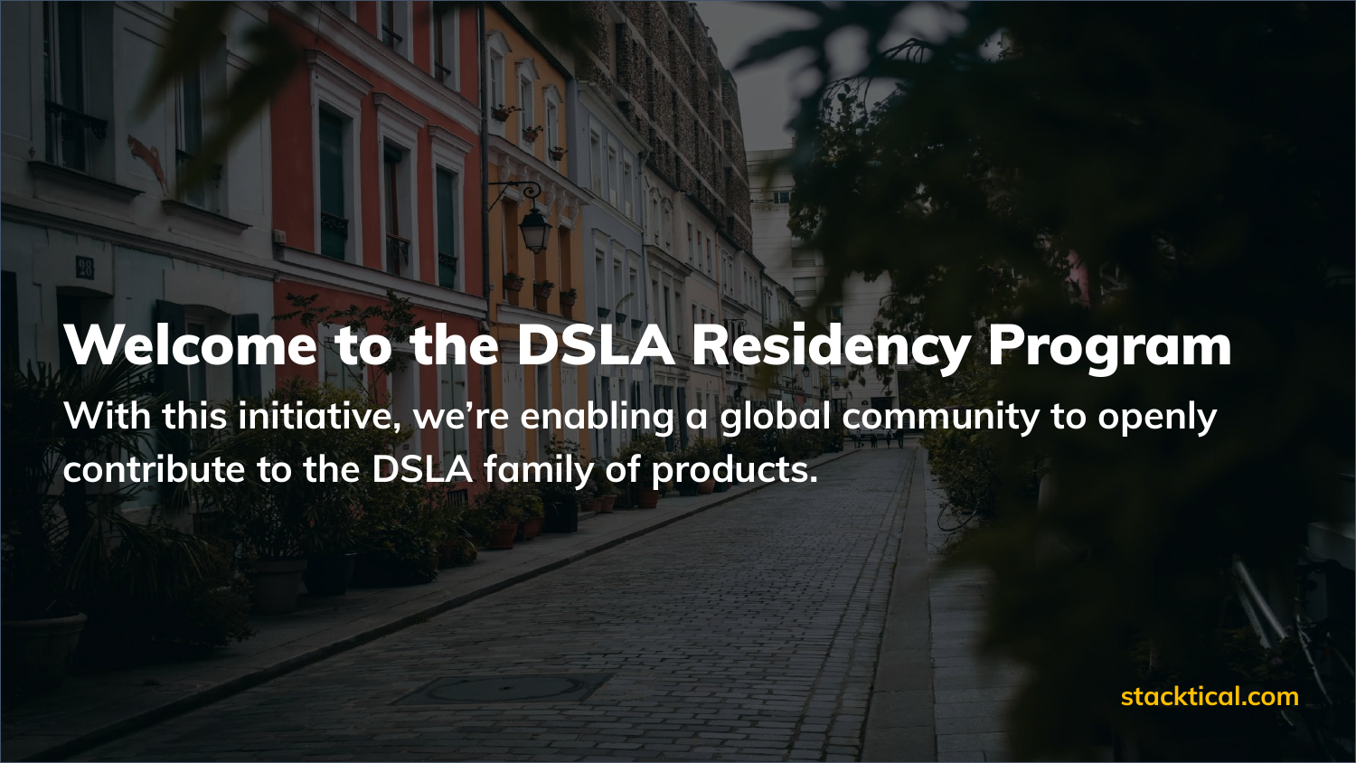# Welcome to the DSLA Residency Program

**With this initiative, we're enabling a global community to openly contribute to the DSLA family of products.**

stacktical.com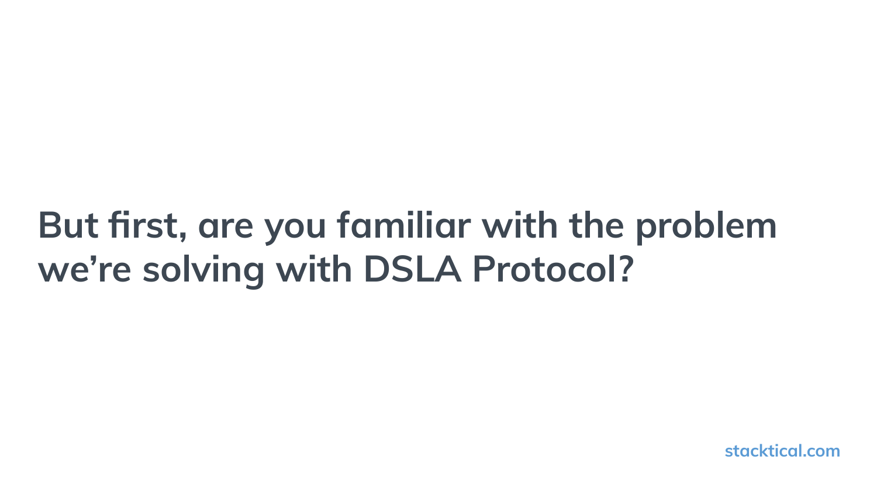**But first, are you familiar with the problem we're solving with DSLA Protocol?**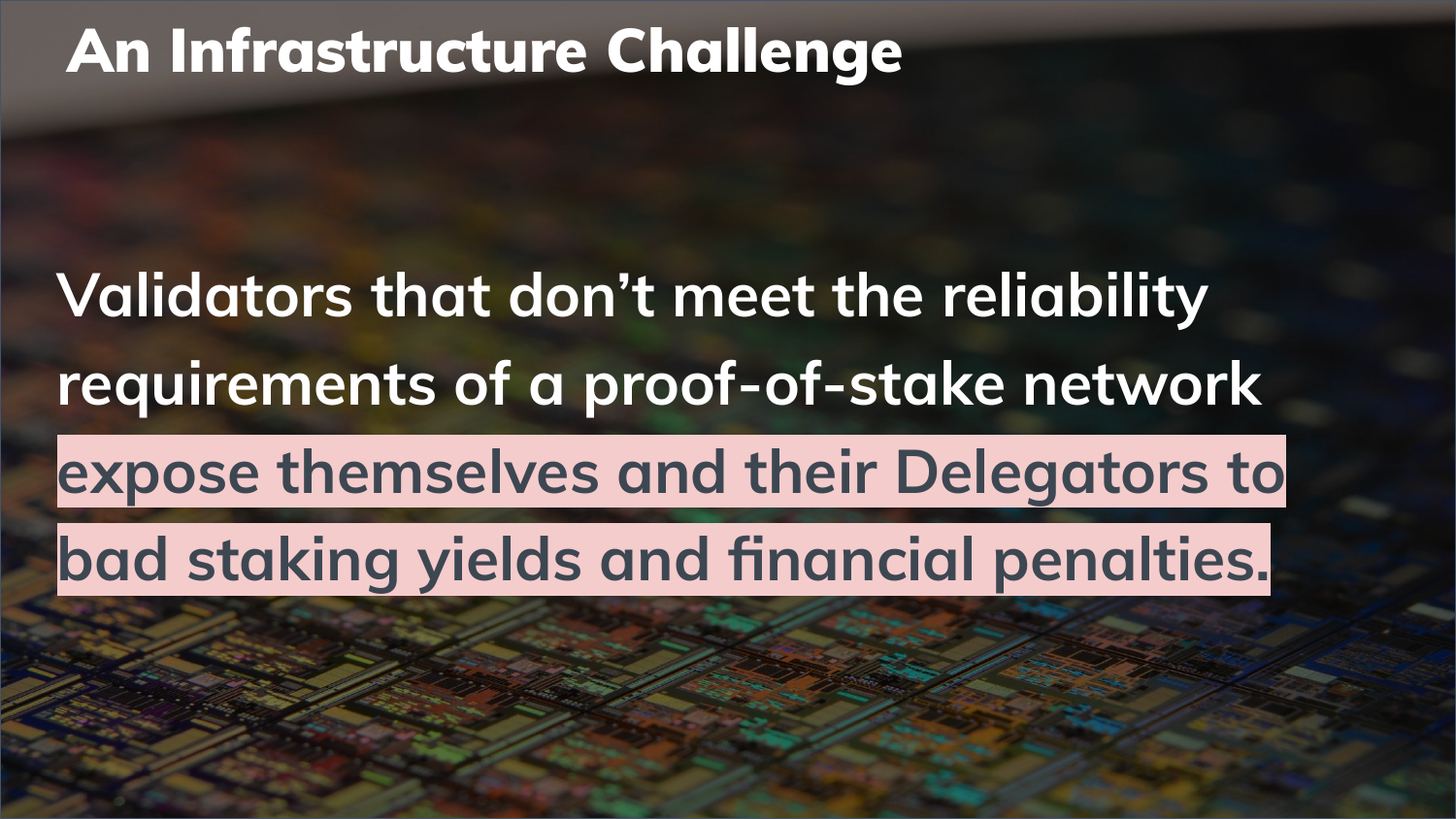# An Infrastructure Challenge

**Validators that don't meet the reliability requirements of a proof-of-stake network expose themselves and their Delegators to bad staking yields and financial penalties.**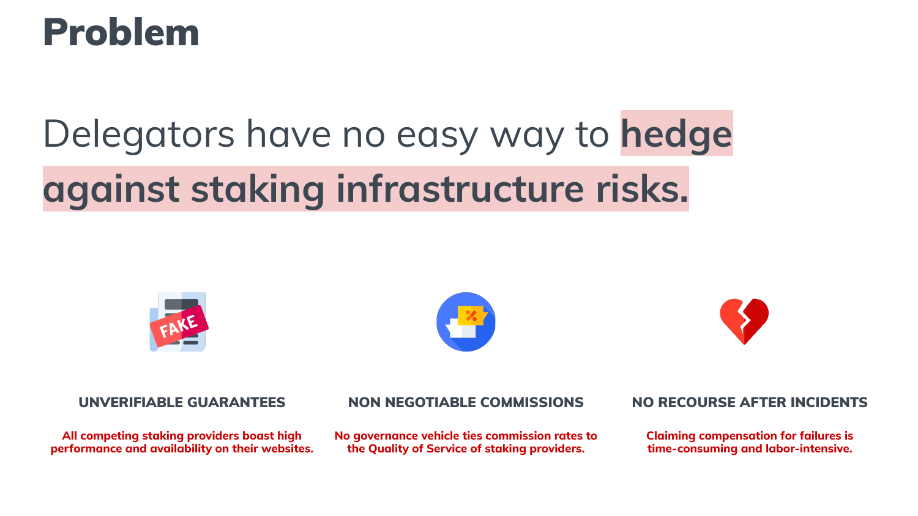# Problem

Delegators have no easy way to **hedge against staking infrastructure risks.**

### UNVERIFIABLE GUARANTEES

**All competing staking providers boast high performance and availability on their websites.**

### NON NEGOTIABLE COMMISSIONS

**No governance vehicle ties commission rates to the Quality of Service of staking providers.**

### NO RECOURSE AFTER INCIDENTS

**Claiming compensation for failures is time-consuming and labor-intensive.**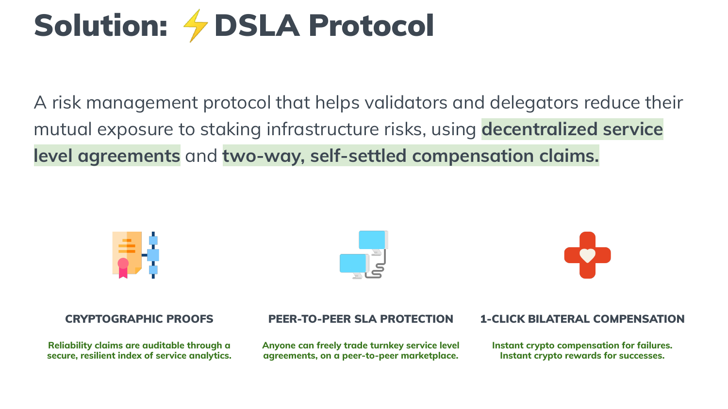# Solution: ⚡DSLA Protocol

A risk management protocol that helps validators and delegators reduce their mutual exposure to staking infrastructure risks, using **decentralized service level agreements** and **two-way, self-settled compensation claims.**

### CRYPTOGRAPHIC PROOFS

**Reliability claims are auditable through a secure, resilient index of service analytics.**

### PEER-TO-PEER SLA PROTECTION

**Anyone can freely trade turnkey service level agreements, on a peer-to-peer marketplace.**

### 1-CLICK BILATERAL COMPENSATION

**Instant crypto compensation for failures.
Instant crypto rewards for successes.**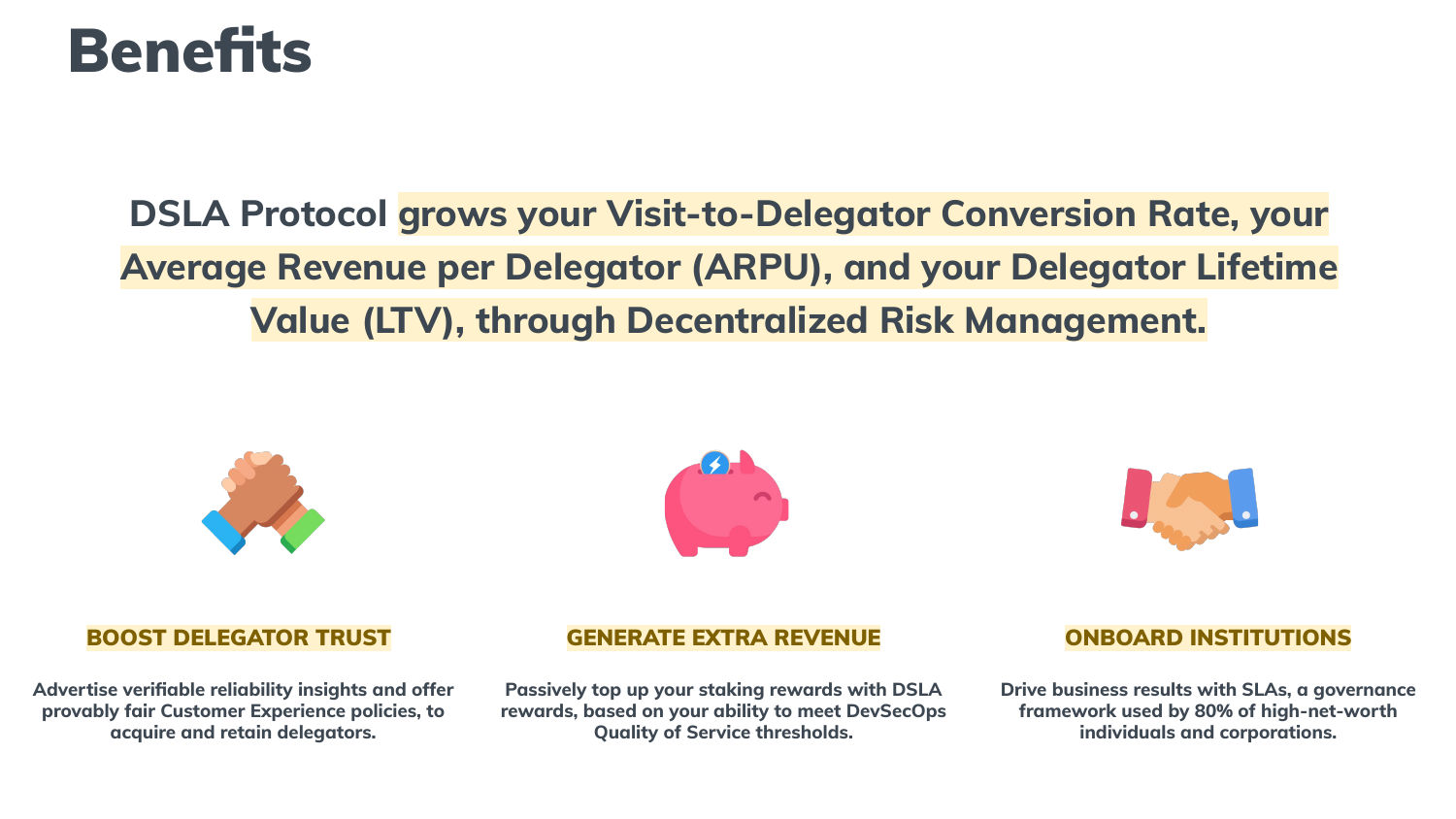# Benefits

**DSLA Protocol grows your Visit-to-Delegator Conversion Rate, your Average Revenue per Delegator (ARPU), and your Delegator Lifetime Value (LTV), through Decentralized Risk Management.**

### BOOST DELEGATOR TRUST

**Advertise verifiable reliability insights and offer provably fair Customer Experience policies, to acquire and retain delegators.**

### GENERATE EXTRA REVENUE

**Passively top up your staking rewards with DSLA rewards, based on your ability to meet DevSecOps Quality of Service thresholds.**

### ONBOARD INSTITUTIONS

**Drive business results with SLAs, a governance framework used by 80% of high-net-worth individuals and corporations.**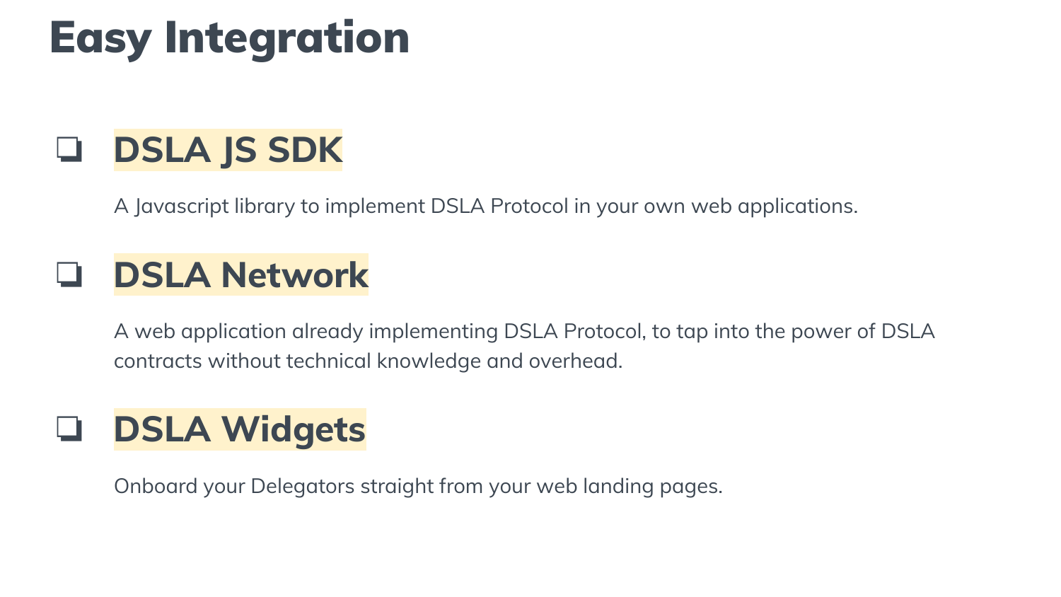# Easy Integration

- ### DSLA JS SDK

  A Javascript library to implement DSLA Protocol in your own web applications.

- ### DSLA Network

  A web application already implementing DSLA Protocol, to tap into the power of DSLA contracts without technical knowledge and overhead.

- ### DSLA Widgets

  Onboard your Delegators straight from your web landing pages.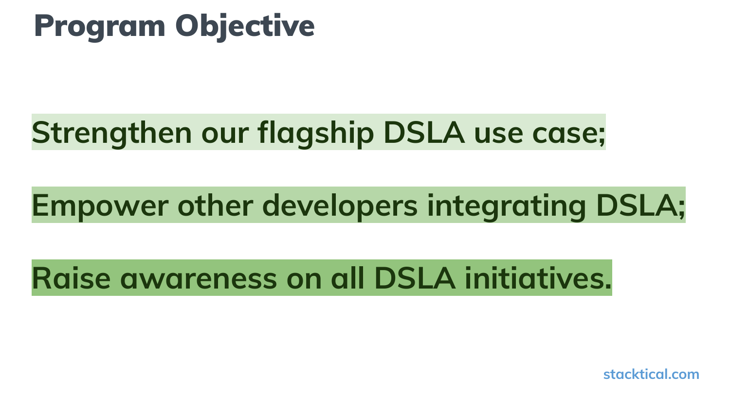# Program Objective

**Strengthen our flagship DSLA use case;**

**Empower other developers integrating DSLA;**

**Raise awareness on all DSLA initiatives.**

stacktical.com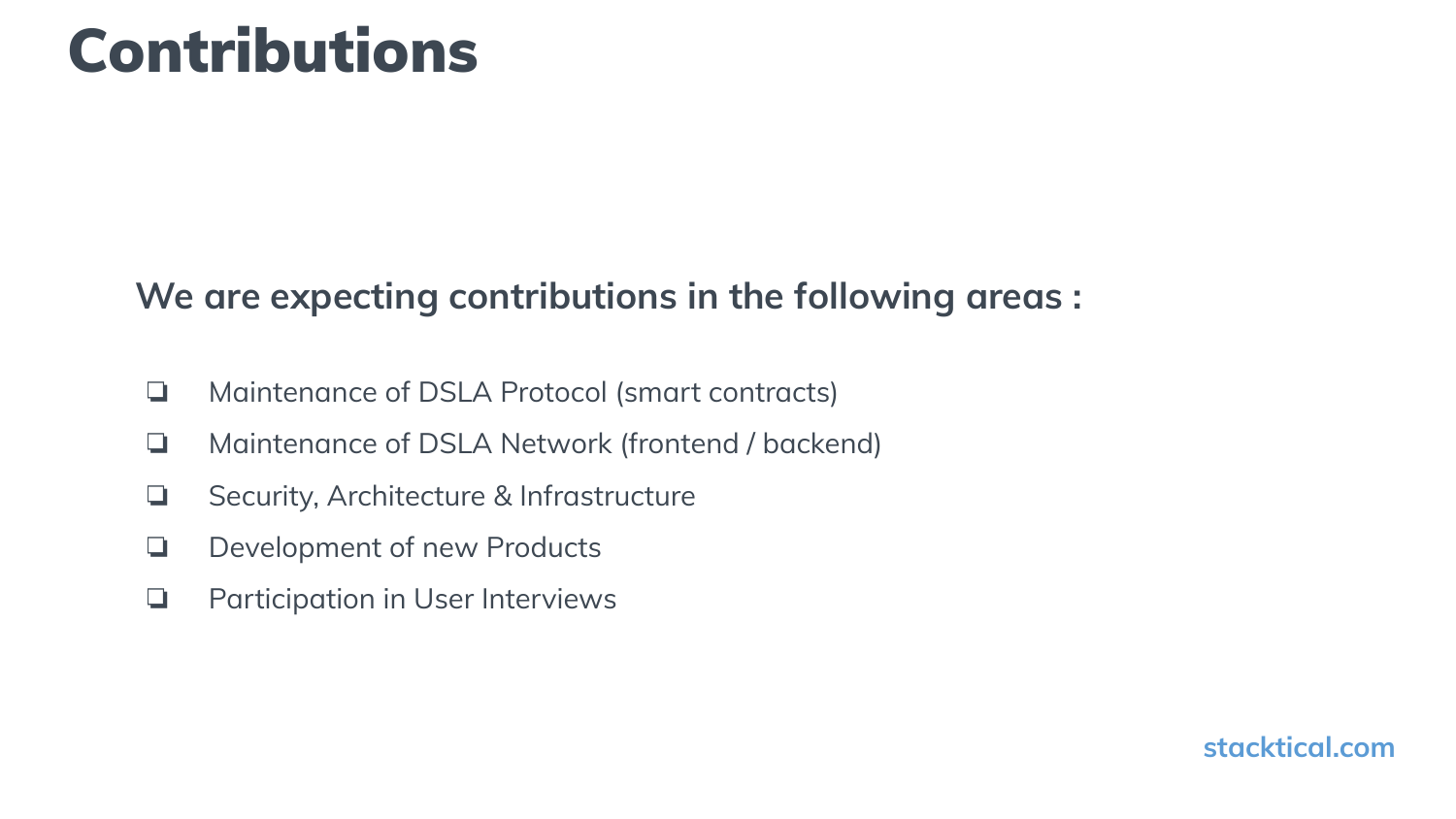# Contributions

**We are expecting contributions in the following areas :**

- Maintenance of DSLA Protocol (smart contracts)
- Maintenance of DSLA Network (frontend / backend)
- Security, Architecture & Infrastructure
- Development of new Products
- Participation in User Interviews

stacktical.com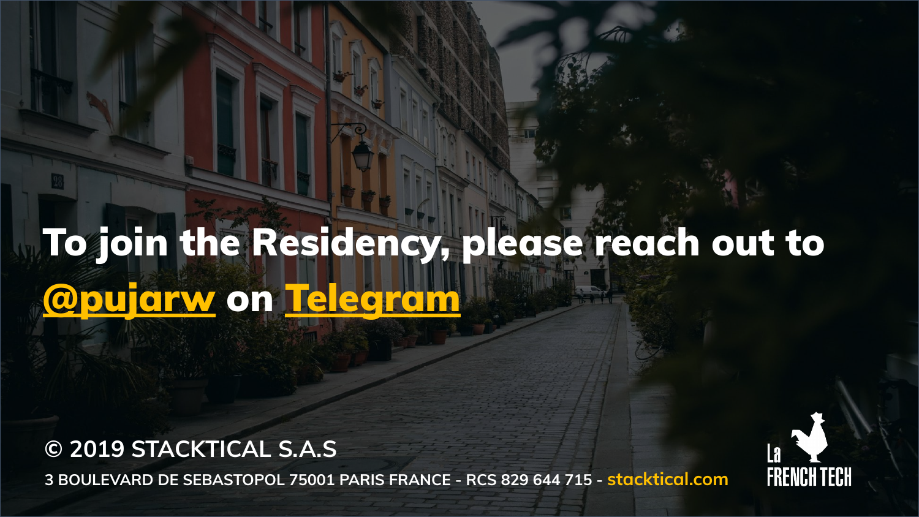# To join the Residency, please reach out to @pujarw on Telegram

**© 2019 STACKTICAL S.A.S**

3 BOULEVARD DE SEBASTOPOL 75001 PARIS FRANCE - RCS 829 644 715 - stacktical.com

La FRENCH TECH